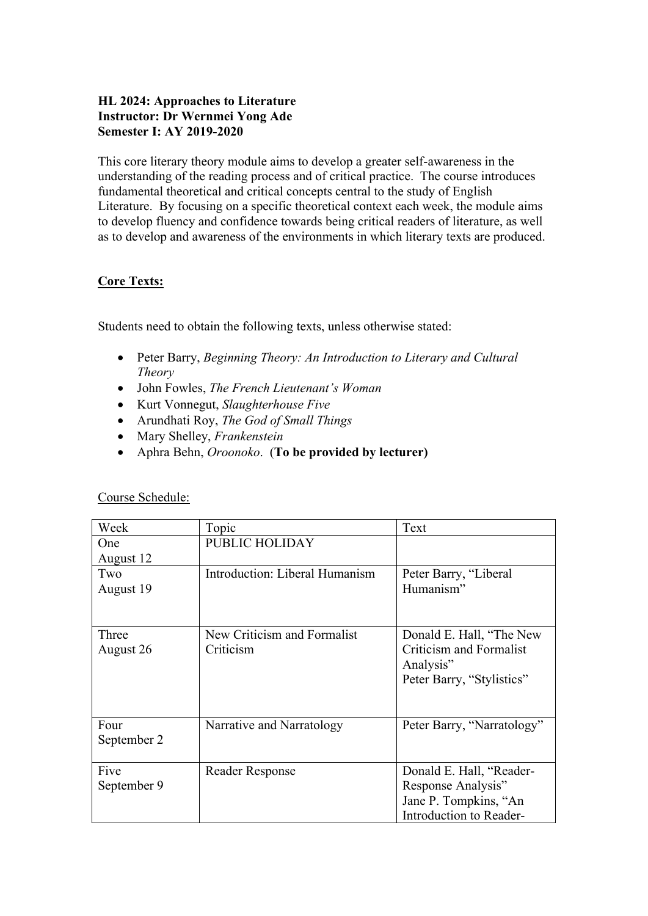**HL 2024: Approaches to Literature**
**Instructor: Dr Wernmei Yong Ade**
**Semester I: AY 2019-2020**

This core literary theory module aims to develop a greater self-awareness in the understanding of the reading process and of critical practice. The course introduces fundamental theoretical and critical concepts central to the study of English Literature. By focusing on a specific theoretical context each week, the module aims to develop fluency and confidence towards being critical readers of literature, as well as to develop and awareness of the environments in which literary texts are produced.

## Core Texts:

Students need to obtain the following texts, unless otherwise stated:

- Peter Barry, *Beginning Theory: An Introduction to Literary and Cultural Theory*
- John Fowles, *The French Lieutenant's Woman*
- Kurt Vonnegut, *Slaughterhouse Five*
- Arundhati Roy, *The God of Small Things*
- Mary Shelley, *Frankenstein*
- Aphra Behn, *Oroonoko*. (**To be provided by lecturer)**

Course Schedule:

| Week | Topic | Text |
|---|---|---|
| One<br>August 12 | PUBLIC HOLIDAY | |
| Two<br>August 19 | Introduction: Liberal Humanism | Peter Barry, "Liberal Humanism" |
| Three<br>August 26 | New Criticism and Formalist Criticism | Donald E. Hall, "The New Criticism and Formalist Analysis"<br>Peter Barry, "Stylistics" |
| Four<br>September 2 | Narrative and Narratology | Peter Barry, "Narratology" |
| Five<br>September 9 | Reader Response | Donald E. Hall, "Reader-Response Analysis"<br>Jane P. Tompkins, "An Introduction to Reader- |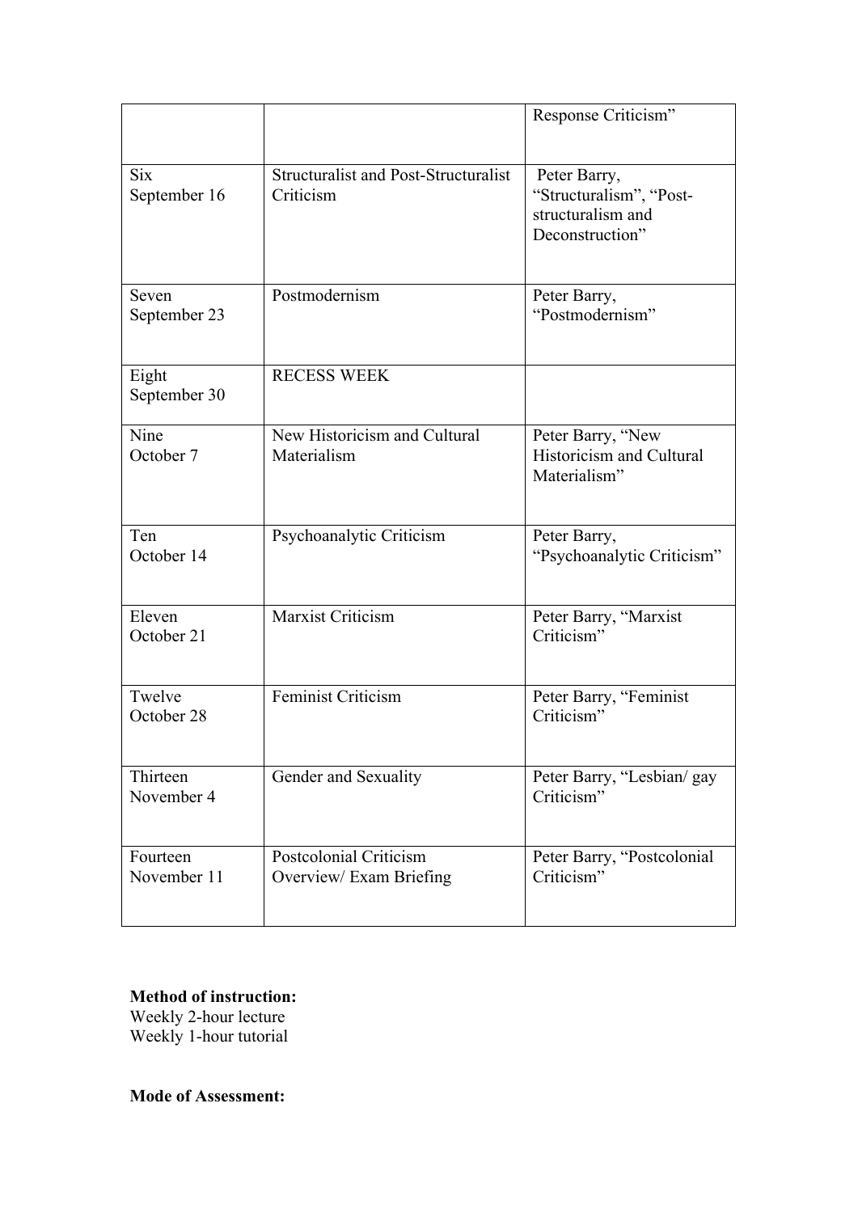| | | |
|---|---|---|
| | | Response Criticism" |
| Six<br>September 16 | Structuralist and Post-Structuralist Criticism | Peter Barry, "Structuralism", "Post-structuralism and Deconstruction" |
| Seven<br>September 23 | Postmodernism | Peter Barry, "Postmodernism" |
| Eight<br>September 30 | RECESS WEEK | |
| Nine<br>October 7 | New Historicism and Cultural Materialism | Peter Barry, "New Historicism and Cultural Materialism" |
| Ten<br>October 14 | Psychoanalytic Criticism | Peter Barry, "Psychoanalytic Criticism" |
| Eleven<br>October 21 | Marxist Criticism | Peter Barry, "Marxist Criticism" |
| Twelve<br>October 28 | Feminist Criticism | Peter Barry, "Feminist Criticism" |
| Thirteen<br>November 4 | Gender and Sexuality | Peter Barry, "Lesbian/ gay Criticism" |
| Fourteen<br>November 11 | Postcolonial Criticism<br>Overview/ Exam Briefing | Peter Barry, "Postcolonial Criticism" |

**Method of instruction:**
Weekly 2-hour lecture
Weekly 1-hour tutorial

**Mode of Assessment:**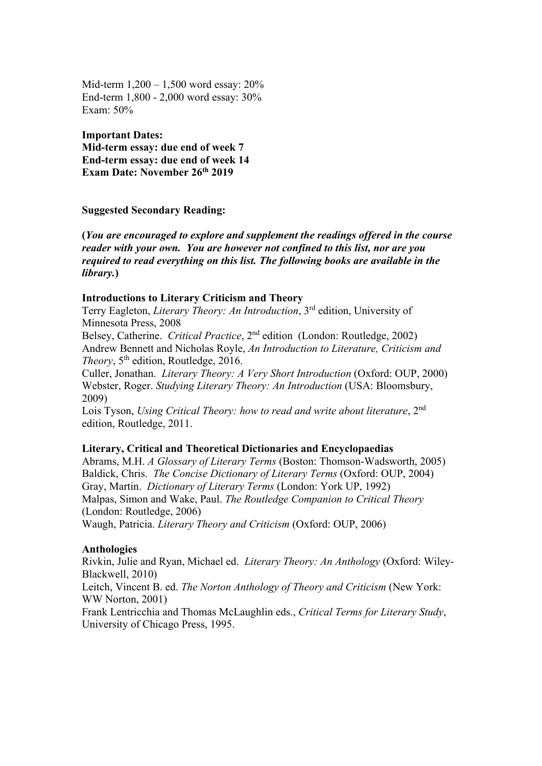Mid-term 1,200 – 1,500 word essay: 20%
End-term 1,800 - 2,000 word essay: 30%
Exam: 50%

**Important Dates:**
**Mid-term essay: due end of week 7**
**End-term essay: due end of week 14**
**Exam Date: November 26th 2019**

**Suggested Secondary Reading:**

**(*You are encouraged to explore and supplement the readings offered in the course reader with your own. You are however not confined to this list, nor are you required to read everything on this list. The following books are available in the library.*)**

**Introductions to Literary Criticism and Theory**

Terry Eagleton, *Literary Theory: An Introduction*, 3rd edition, University of Minnesota Press, 2008
Belsey, Catherine. *Critical Practice*, 2nd edition (London: Routledge, 2002)
Andrew Bennett and Nicholas Royle, *An Introduction to Literature, Criticism and Theory*, 5th edition, Routledge, 2016.
Culler, Jonathan. *Literary Theory: A Very Short Introduction* (Oxford: OUP, 2000)
Webster, Roger. *Studying Literary Theory: An Introduction* (USA: Bloomsbury, 2009)
Lois Tyson, *Using Critical Theory: how to read and write about literature*, 2nd edition, Routledge, 2011.

**Literary, Critical and Theoretical Dictionaries and Encyclopaedias**

Abrams, M.H. *A Glossary of Literary Terms* (Boston: Thomson-Wadsworth, 2005)
Baldick, Chris. *The Concise Dictionary of Literary Terms* (Oxford: OUP, 2004)
Gray, Martin. *Dictionary of Literary Terms* (London: York UP, 1992)
Malpas, Simon and Wake, Paul. *The Routledge Companion to Critical Theory* (London: Routledge, 2006)
Waugh, Patricia. *Literary Theory and Criticism* (Oxford: OUP, 2006)

**Anthologies**

Rivkin, Julie and Ryan, Michael ed. *Literary Theory: An Anthology* (Oxford: Wiley-Blackwell, 2010)
Leitch, Vincent B. ed. *The Norton Anthology of Theory and Criticism* (New York: WW Norton, 2001)
Frank Lentricchia and Thomas McLaughlin eds., *Critical Terms for Literary Study*, University of Chicago Press, 1995.